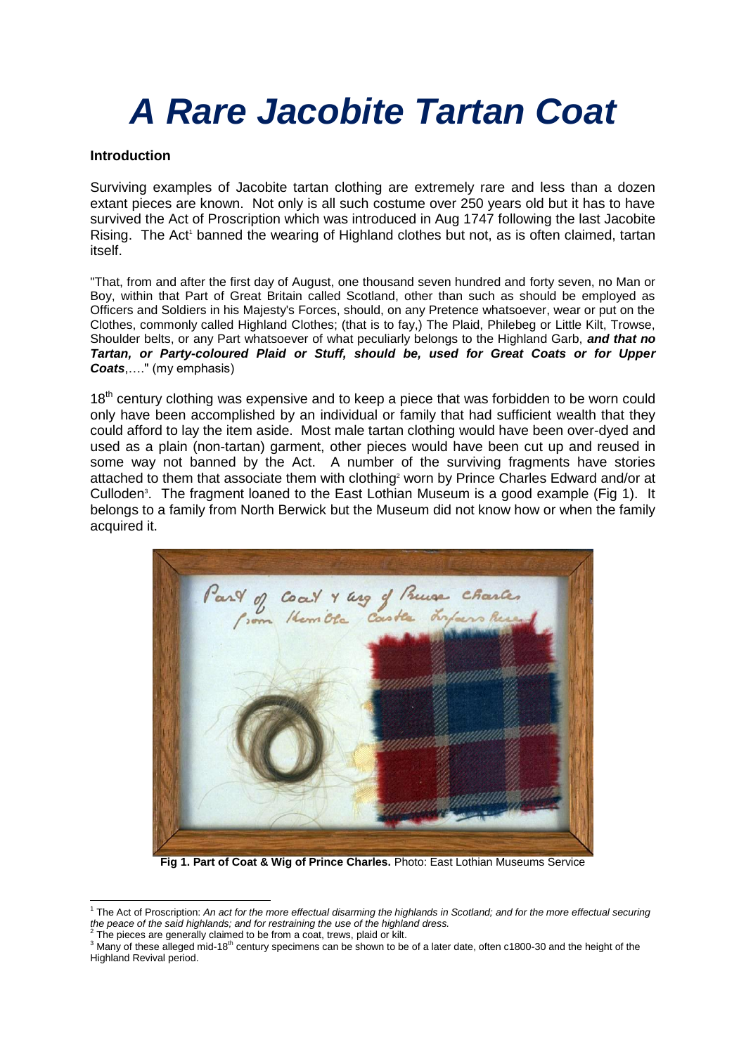# *A Rare Jacobite Tartan Coat*

**Introduction**

Surviving examples of Jacobite tartan clothing are extremely rare and less than a dozen extant pieces are known. Not only is all such costume over 250 years old but it has to have survived the Act of Proscription which was introduced in Aug 1747 following the last Jacobite Rising. The Act[1] banned the wearing of Highland clothes but not, as is often claimed, tartan itself.

"That, from and after the first day of August, one thousand seven hundred and forty seven, no Man or Boy, within that Part of Great Britain called Scotland, other than such as should be employed as Officers and Soldiers in his Majesty's Forces, should, on any Pretence whatsoever, wear or put on the Clothes, commonly called Highland Clothes; (that is to fay,) The Plaid, Philebeg or Little Kilt, Trowse, Shoulder belts, or any Part whatsoever of what peculiarly belongs to the Highland Garb, ***and that no Tartan, or Party-coloured Plaid or Stuff, should be, used for Great Coats or for Upper Coats***,…." (my emphasis)

18th century clothing was expensive and to keep a piece that was forbidden to be worn could only have been accomplished by an individual or family that had sufficient wealth that they could afford to lay the item aside. Most male tartan clothing would have been over-dyed and used as a plain (non-tartan) garment, other pieces would have been cut up and reused in some way not banned by the Act. A number of the surviving fragments have stories attached to them that associate them with clothing[2] worn by Prince Charles Edward and/or at Culloden[3]. The fragment loaned to the East Lothian Museum is a good example (Fig 1). It belongs to a family from North Berwick but the Museum did not know how or when the family acquired it.

**Fig 1. Part of Coat & Wig of Prince Charles.** Photo: East Lothian Museums Service

---

[1] The Act of Proscription: *An act for the more effectual disarming the highlands in Scotland; and for the more effectual securing the peace of the said highlands; and for restraining the use of the highland dress.*

[2] The pieces are generally claimed to be from a coat, trews, plaid or kilt.

[3] Many of these alleged mid-18th century specimens can be shown to be of a later date, often c1800-30 and the height of the Highland Revival period.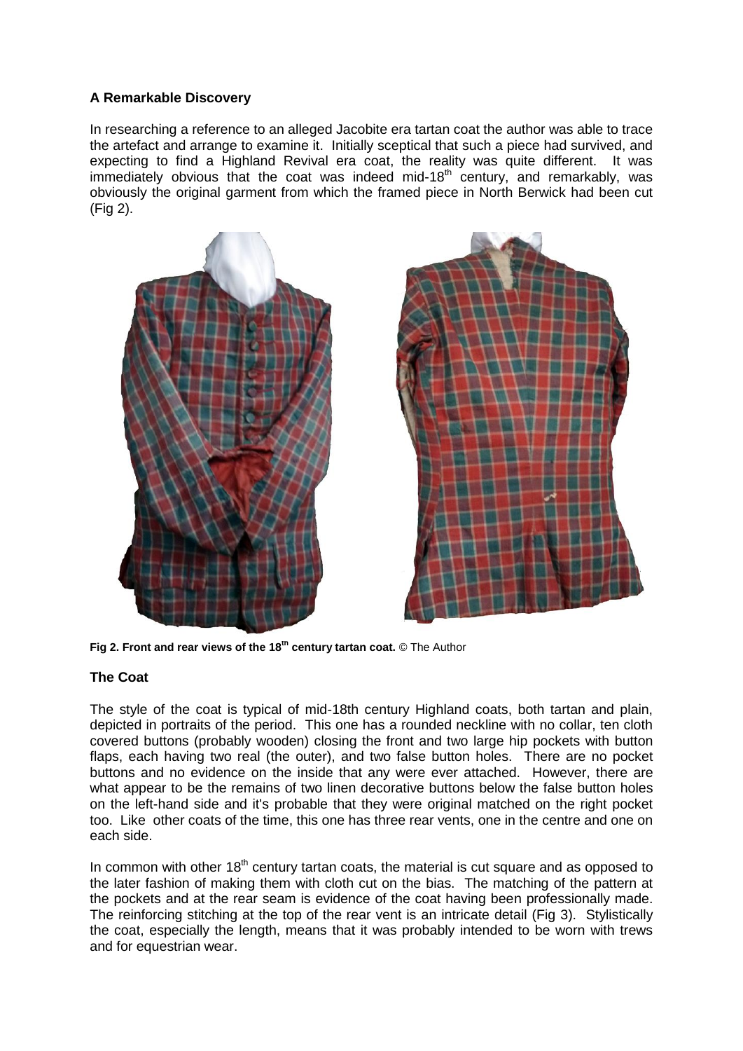### A Remarkable Discovery

In researching a reference to an alleged Jacobite era tartan coat the author was able to trace the artefact and arrange to examine it. Initially sceptical that such a piece had survived, and expecting to find a Highland Revival era coat, the reality was quite different. It was immediately obvious that the coat was indeed mid-18th century, and remarkably, was obviously the original garment from which the framed piece in North Berwick had been cut (Fig 2).

**Fig 2. Front and rear views of the 18th century tartan coat.** © The Author

### The Coat

The style of the coat is typical of mid-18th century Highland coats, both tartan and plain, depicted in portraits of the period. This one has a rounded neckline with no collar, ten cloth covered buttons (probably wooden) closing the front and two large hip pockets with button flaps, each having two real (the outer), and two false button holes. There are no pocket buttons and no evidence on the inside that any were ever attached. However, there are what appear to be the remains of two linen decorative buttons below the false button holes on the left-hand side and it's probable that they were original matched on the right pocket too. Like other coats of the time, this one has three rear vents, one in the centre and one on each side.

In common with other 18th century tartan coats, the material is cut square and as opposed to the later fashion of making them with cloth cut on the bias. The matching of the pattern at the pockets and at the rear seam is evidence of the coat having been professionally made. The reinforcing stitching at the top of the rear vent is an intricate detail (Fig 3). Stylistically the coat, especially the length, means that it was probably intended to be worn with trews and for equestrian wear.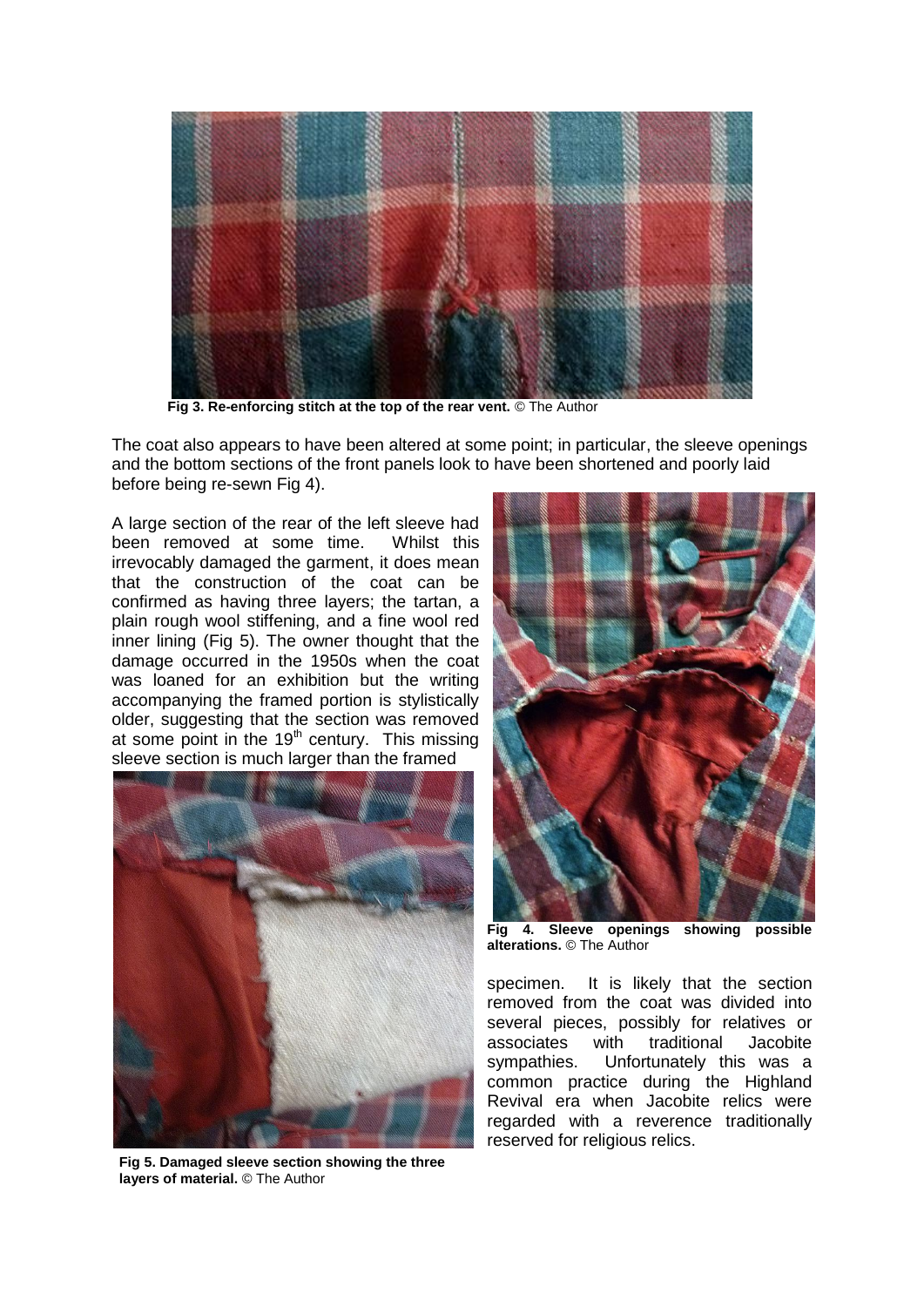**Fig 3. Re-enforcing stitch at the top of the rear vent.** © The Author

The coat also appears to have been altered at some point; in particular, the sleeve openings and the bottom sections of the front panels look to have been shortened and poorly laid before being re-sewn Fig 4).

A large section of the rear of the left sleeve had been removed at some time. Whilst this irrevocably damaged the garment, it does mean that the construction of the coat can be confirmed as having three layers; the tartan, a plain rough wool stiffening, and a fine wool red inner lining (Fig 5). The owner thought that the damage occurred in the 1950s when the coat was loaned for an exhibition but the writing accompanying the framed portion is stylistically older, suggesting that the section was removed at some point in the 19th century. This missing sleeve section is much larger than the framed specimen. It is likely that the section removed from the coat was divided into several pieces, possibly for relatives or associates with traditional Jacobite sympathies. Unfortunately this was a common practice during the Highland Revival era when Jacobite relics were regarded with a reverence traditionally reserved for religious relics.

**Fig 4. Sleeve openings showing possible alterations.** © The Author

**Fig 5. Damaged sleeve section showing the three layers of material.** © The Author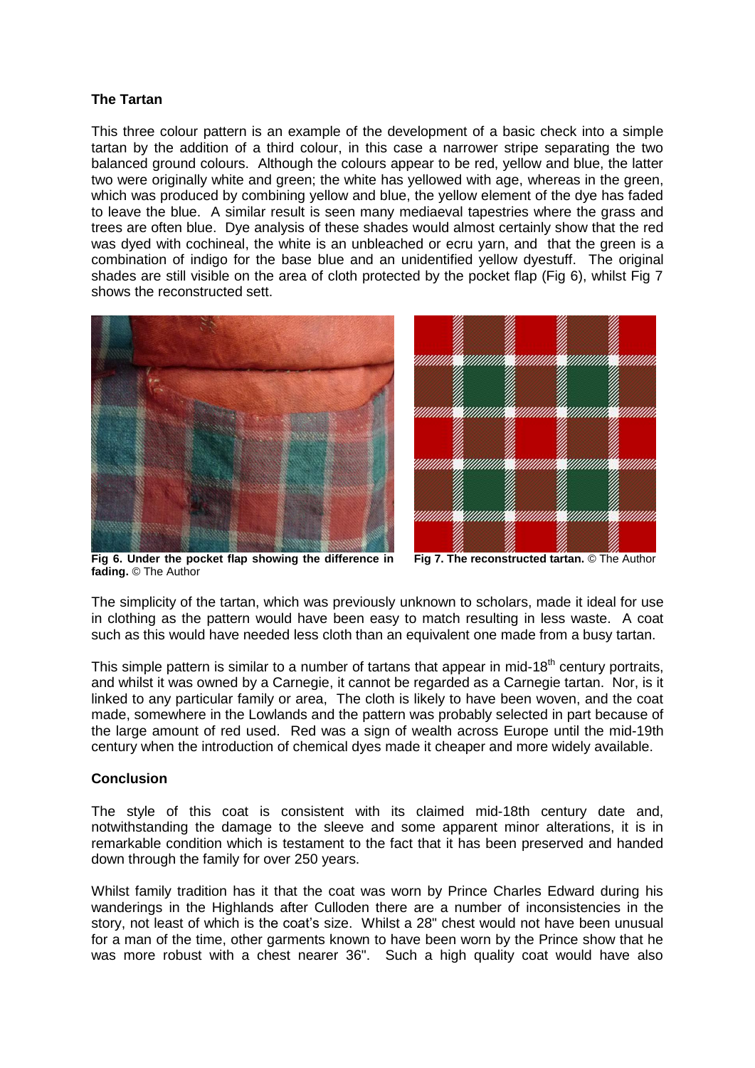## The Tartan

This three colour pattern is an example of the development of a basic check into a simple tartan by the addition of a third colour, in this case a narrower stripe separating the two balanced ground colours. Although the colours appear to be red, yellow and blue, the latter two were originally white and green; the white has yellowed with age, whereas in the green, which was produced by combining yellow and blue, the yellow element of the dye has faded to leave the blue. A similar result is seen many mediaeval tapestries where the grass and trees are often blue. Dye analysis of these shades would almost certainly show that the red was dyed with cochineal, the white is an unbleached or ecru yarn, and that the green is a combination of indigo for the base blue and an unidentified yellow dyestuff. The original shades are still visible on the area of cloth protected by the pocket flap (Fig 6), whilst Fig 7 shows the reconstructed sett.

**Fig 6. Under the pocket flap showing the difference in fading.** © The Author

**Fig 7. The reconstructed tartan.** © The Author

The simplicity of the tartan, which was previously unknown to scholars, made it ideal for use in clothing as the pattern would have been easy to match resulting in less waste. A coat such as this would have needed less cloth than an equivalent one made from a busy tartan.

This simple pattern is similar to a number of tartans that appear in mid-18th century portraits, and whilst it was owned by a Carnegie, it cannot be regarded as a Carnegie tartan. Nor, is it linked to any particular family or area, The cloth is likely to have been woven, and the coat made, somewhere in the Lowlands and the pattern was probably selected in part because of the large amount of red used. Red was a sign of wealth across Europe until the mid-19th century when the introduction of chemical dyes made it cheaper and more widely available.

## Conclusion

The style of this coat is consistent with its claimed mid-18th century date and, notwithstanding the damage to the sleeve and some apparent minor alterations, it is in remarkable condition which is testament to the fact that it has been preserved and handed down through the family for over 250 years.

Whilst family tradition has it that the coat was worn by Prince Charles Edward during his wanderings in the Highlands after Culloden there are a number of inconsistencies in the story, not least of which is the coat's size. Whilst a 28" chest would not have been unusual for a man of the time, other garments known to have been worn by the Prince show that he was more robust with a chest nearer 36". Such a high quality coat would have also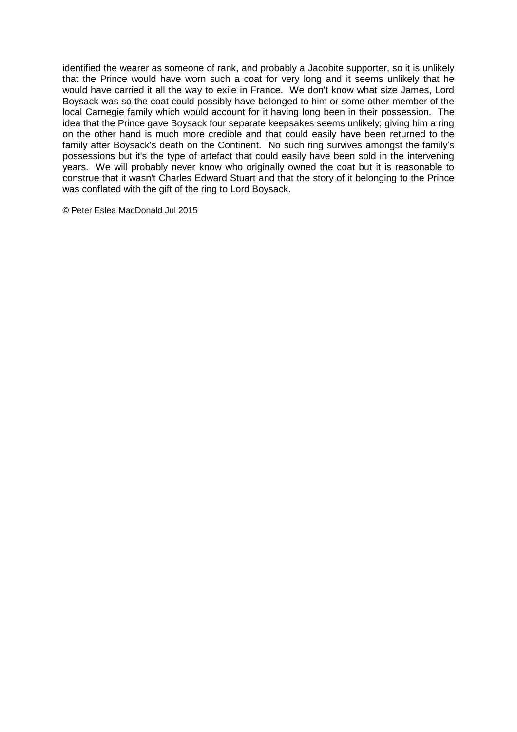identified the wearer as someone of rank, and probably a Jacobite supporter, so it is unlikely that the Prince would have worn such a coat for very long and it seems unlikely that he would have carried it all the way to exile in France. We don't know what size James, Lord Boysack was so the coat could possibly have belonged to him or some other member of the local Carnegie family which would account for it having long been in their possession. The idea that the Prince gave Boysack four separate keepsakes seems unlikely; giving him a ring on the other hand is much more credible and that could easily have been returned to the family after Boysack's death on the Continent. No such ring survives amongst the family's possessions but it's the type of artefact that could easily have been sold in the intervening years. We will probably never know who originally owned the coat but it is reasonable to construe that it wasn't Charles Edward Stuart and that the story of it belonging to the Prince was conflated with the gift of the ring to Lord Boysack.

© Peter Eslea MacDonald Jul 2015